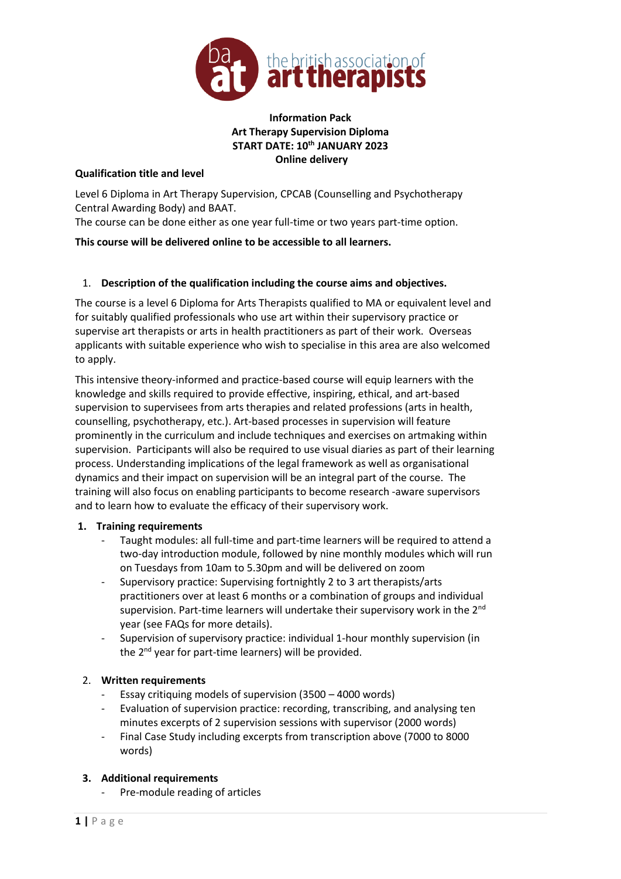the british association of art therapists

**Information Pack**
**Art Therapy Supervision Diploma**
**START DATE: 10th JANUARY 2023**
**Online delivery**

**Qualification title and level**

Level 6 Diploma in Art Therapy Supervision, CPCAB (Counselling and Psychotherapy Central Awarding Body) and BAAT.
The course can be done either as one year full-time or two years part-time option.

**This course will be delivered online to be accessible to all learners.**

1. **Description of the qualification including the course aims and objectives.**

The course is a level 6 Diploma for Arts Therapists qualified to MA or equivalent level and for suitably qualified professionals who use art within their supervisory practice or supervise art therapists or arts in health practitioners as part of their work. Overseas applicants with suitable experience who wish to specialise in this area are also welcomed to apply.

This intensive theory-informed and practice-based course will equip learners with the knowledge and skills required to provide effective, inspiring, ethical, and art-based supervision to supervisees from arts therapies and related professions (arts in health, counselling, psychotherapy, etc.). Art-based processes in supervision will feature prominently in the curriculum and include techniques and exercises on artmaking within supervision. Participants will also be required to use visual diaries as part of their learning process. Understanding implications of the legal framework as well as organisational dynamics and their impact on supervision will be an integral part of the course. The training will also focus on enabling participants to become research -aware supervisors and to learn how to evaluate the efficacy of their supervisory work.

1. **Training requirements**
   - Taught modules: all full-time and part-time learners will be required to attend a two-day introduction module, followed by nine monthly modules which will run on Tuesdays from 10am to 5.30pm and will be delivered on zoom
   - Supervisory practice: Supervising fortnightly 2 to 3 art therapists/arts practitioners over at least 6 months or a combination of groups and individual supervision. Part-time learners will undertake their supervisory work in the 2nd year (see FAQs for more details).
   - Supervision of supervisory practice: individual 1-hour monthly supervision (in the 2nd year for part-time learners) will be provided.

2. **Written requirements**
   - Essay critiquing models of supervision (3500 – 4000 words)
   - Evaluation of supervision practice: recording, transcribing, and analysing ten minutes excerpts of 2 supervision sessions with supervisor (2000 words)
   - Final Case Study including excerpts from transcription above (7000 to 8000 words)

3. **Additional requirements**
   - Pre-module reading of articles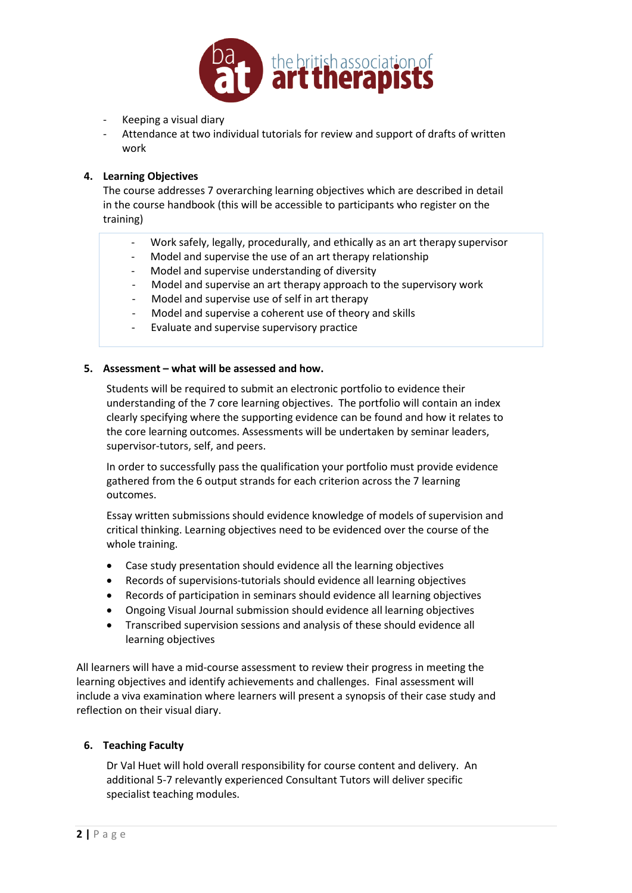- Keeping a visual diary
- Attendance at two individual tutorials for review and support of drafts of written work

## 4. Learning Objectives

The course addresses 7 overarching learning objectives which are described in detail in the course handbook (this will be accessible to participants who register on the training)

- Work safely, legally, procedurally, and ethically as an art therapy supervisor
- Model and supervise the use of an art therapy relationship
- Model and supervise understanding of diversity
- Model and supervise an art therapy approach to the supervisory work
- Model and supervise use of self in art therapy
- Model and supervise a coherent use of theory and skills
- Evaluate and supervise supervisory practice

## 5. Assessment – what will be assessed and how.

Students will be required to submit an electronic portfolio to evidence their understanding of the 7 core learning objectives. The portfolio will contain an index clearly specifying where the supporting evidence can be found and how it relates to the core learning outcomes. Assessments will be undertaken by seminar leaders, supervisor-tutors, self, and peers.

In order to successfully pass the qualification your portfolio must provide evidence gathered from the 6 output strands for each criterion across the 7 learning outcomes.

Essay written submissions should evidence knowledge of models of supervision and critical thinking. Learning objectives need to be evidenced over the course of the whole training.

- Case study presentation should evidence all the learning objectives
- Records of supervisions-tutorials should evidence all learning objectives
- Records of participation in seminars should evidence all learning objectives
- Ongoing Visual Journal submission should evidence all learning objectives
- Transcribed supervision sessions and analysis of these should evidence all learning objectives

All learners will have a mid-course assessment to review their progress in meeting the learning objectives and identify achievements and challenges. Final assessment will include a viva examination where learners will present a synopsis of their case study and reflection on their visual diary.

## 6. Teaching Faculty

Dr Val Huet will hold overall responsibility for course content and delivery. An additional 5-7 relevantly experienced Consultant Tutors will deliver specific specialist teaching modules.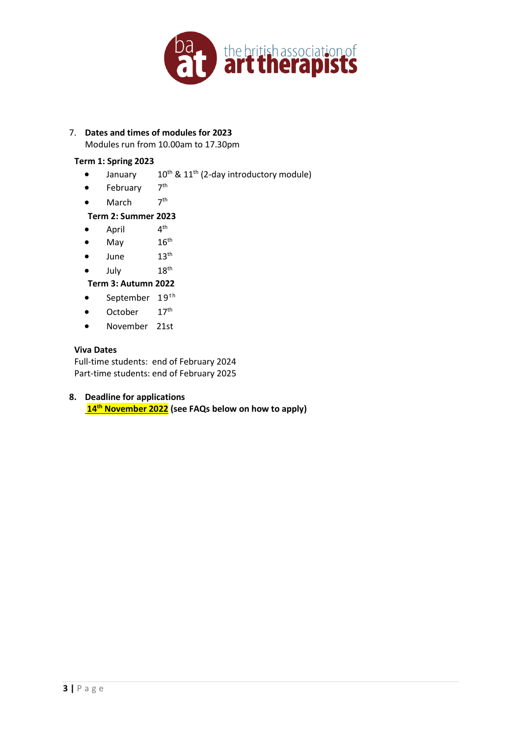7. **Dates and times of modules for 2023**

   Modules run from 10.00am to 17.30pm

**Term 1: Spring 2023**

- January 10th & 11th (2-day introductory module)
- February 7th
- March 7th

**Term 2: Summer 2023**

- April 4th
- May 16th
- June 13th
- July 18th

**Term 3: Autumn 2022**

- September 19th
- October 17th
- November 21st

**Viva Dates**

Full-time students: end of February 2024

Part-time students: end of February 2025

8. **Deadline for applications**

   **14th November 2022 (see FAQs below on how to apply)**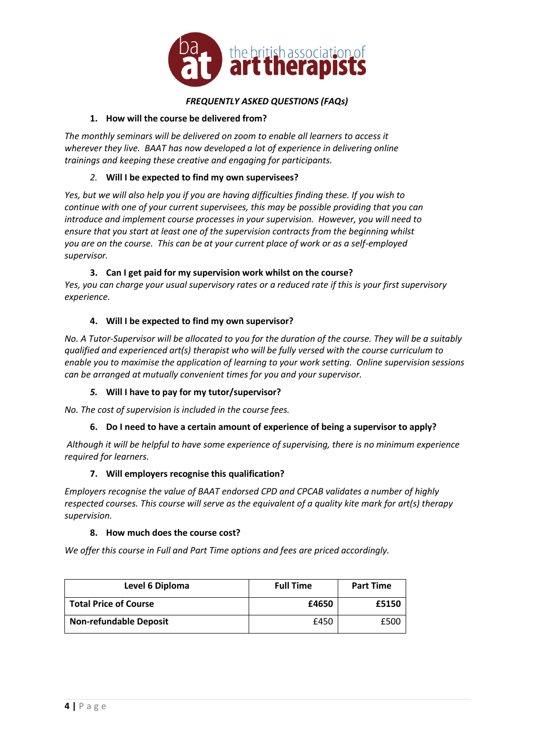the british association of **art therapists**

***FREQUENTLY ASKED QUESTIONS (FAQs)***

1. **How will the course be delivered from?**

*The monthly seminars will be delivered on zoom to enable all learners to access it wherever they live. BAAT has now developed a lot of experience in delivering online trainings and keeping these creative and engaging for participants.*

2. **Will I be expected to find my own supervisees?**

*Yes, but we will also help you if you are having difficulties finding these. If you wish to continue with one of your current supervisees, this may be possible providing that you can introduce and implement course processes in your supervision. However, you will need to ensure that you start at least one of the supervision contracts from the beginning whilst you are on the course. This can be at your current place of work or as a self-employed supervisor.*

3. **Can I get paid for my supervision work whilst on the course?**

*Yes, you can charge your usual supervisory rates or a reduced rate if this is your first supervisory experience.*

4. **Will I be expected to find my own supervisor?**

*No. A Tutor-Supervisor will be allocated to you for the duration of the course. They will be a suitably qualified and experienced art(s) therapist who will be fully versed with the course curriculum to enable you to maximise the application of learning to your work setting. Online supervision sessions can be arranged at mutually convenient times for you and your supervisor.*

5. **Will I have to pay for my tutor/supervisor?**

*No. The cost of supervision is included in the course fees.*

6. **Do I need to have a certain amount of experience of being a supervisor to apply?**

*Although it will be helpful to have some experience of supervising, there is no minimum experience required for learners.*

7. **Will employers recognise this qualification?**

*Employers recognise the value of BAAT endorsed CPD and CPCAB validates a number of highly respected courses. This course will serve as the equivalent of a quality kite mark for art(s) therapy supervision.*

8. **How much does the course cost?**

*We offer this course in Full and Part Time options and fees are priced accordingly.*

| Level 6 Diploma | Full Time | Part Time |
|---|---|---|
| **Total Price of Course** | **£4650** | **£5150** |
| **Non-refundable Deposit** | £450 | £500 |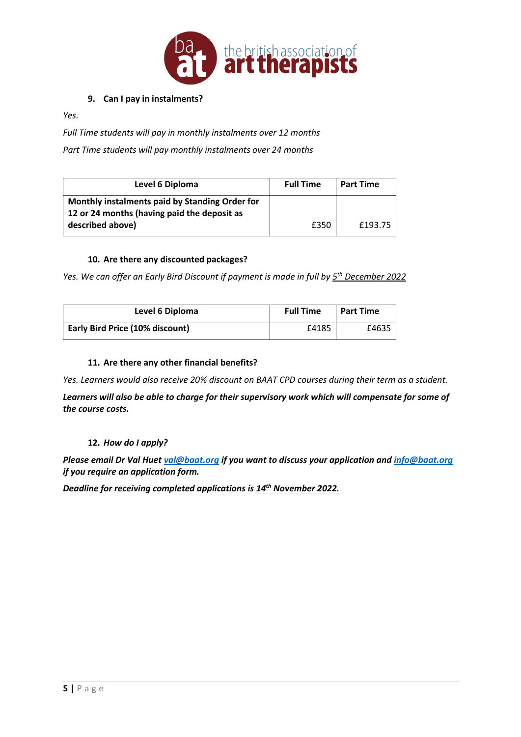9. **Can I pay in instalments?**

*Yes.*

*Full Time students will pay in monthly instalments over 12 months*

*Part Time students will pay monthly instalments over 24 months*

| Level 6 Diploma | Full Time | Part Time |
|---|---|---|
| **Monthly instalments paid by Standing Order for 12 or 24 months (having paid the deposit as described above)** | £350 | £193.75 |

10. **Are there any discounted packages?**

*Yes. We can offer an Early Bird Discount if payment is made in full by 5th December 2022*

| Level 6 Diploma | Full Time | Part Time |
|---|---|---|
| **Early Bird Price (10% discount)** | £4185 | £4635 |

11. **Are there any other financial benefits?**

*Yes. Learners would also receive 20% discount on BAAT CPD courses during their term as a student.*

***Learners will also be able to charge for their supervisory work which will compensate for some of the course costs.***

12. ***How do I apply?***

***Please email Dr Val Huet val@baat.org if you want to discuss your application and info@baat.org if you require an application form.***

***Deadline for receiving completed applications is 14th November 2022.***